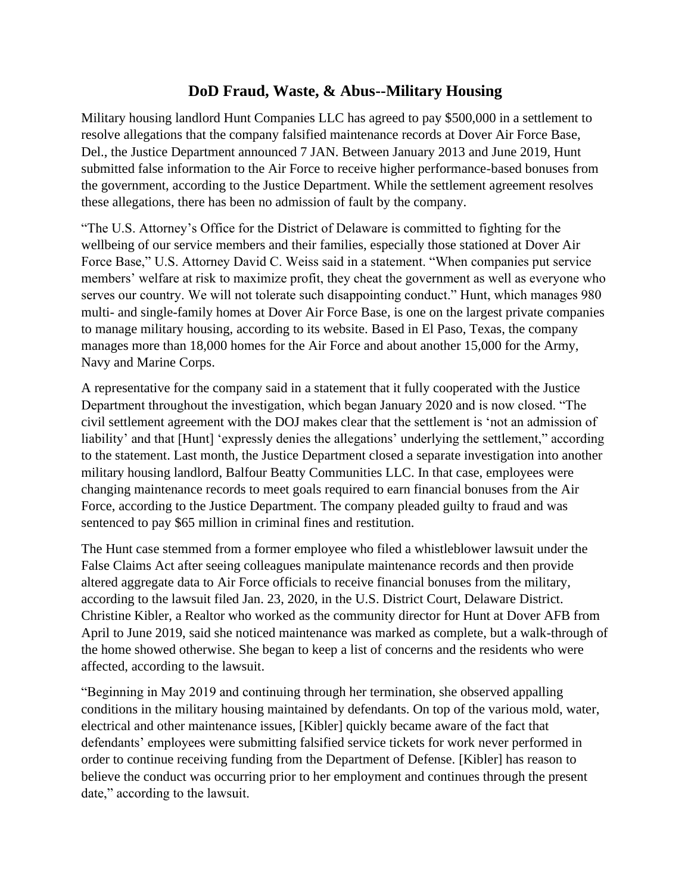# DoD Fraud, Waste, & Abus--Military Housing

Military housing landlord Hunt Companies LLC has agreed to pay $500,000 in a settlement to resolve allegations that the company falsified maintenance records at Dover Air Force Base, Del., the Justice Department announced 7 JAN. Between January 2013 and June 2019, Hunt submitted false information to the Air Force to receive higher performance-based bonuses from the government, according to the Justice Department. While the settlement agreement resolves these allegations, there has been no admission of fault by the company.

"The U.S. Attorney's Office for the District of Delaware is committed to fighting for the wellbeing of our service members and their families, especially those stationed at Dover Air Force Base," U.S. Attorney David C. Weiss said in a statement. "When companies put service members' welfare at risk to maximize profit, they cheat the government as well as everyone who serves our country. We will not tolerate such disappointing conduct." Hunt, which manages 980 multi- and single-family homes at Dover Air Force Base, is one on the largest private companies to manage military housing, according to its website. Based in El Paso, Texas, the company manages more than 18,000 homes for the Air Force and about another 15,000 for the Army, Navy and Marine Corps.

A representative for the company said in a statement that it fully cooperated with the Justice Department throughout the investigation, which began January 2020 and is now closed. "The civil settlement agreement with the DOJ makes clear that the settlement is 'not an admission of liability' and that [Hunt] 'expressly denies the allegations' underlying the settlement," according to the statement. Last month, the Justice Department closed a separate investigation into another military housing landlord, Balfour Beatty Communities LLC. In that case, employees were changing maintenance records to meet goals required to earn financial bonuses from the Air Force, according to the Justice Department. The company pleaded guilty to fraud and was sentenced to pay $65 million in criminal fines and restitution.

The Hunt case stemmed from a former employee who filed a whistleblower lawsuit under the False Claims Act after seeing colleagues manipulate maintenance records and then provide altered aggregate data to Air Force officials to receive financial bonuses from the military, according to the lawsuit filed Jan. 23, 2020, in the U.S. District Court, Delaware District. Christine Kibler, a Realtor who worked as the community director for Hunt at Dover AFB from April to June 2019, said she noticed maintenance was marked as complete, but a walk-through of the home showed otherwise. She began to keep a list of concerns and the residents who were affected, according to the lawsuit.

"Beginning in May 2019 and continuing through her termination, she observed appalling conditions in the military housing maintained by defendants. On top of the various mold, water, electrical and other maintenance issues, [Kibler] quickly became aware of the fact that defendants' employees were submitting falsified service tickets for work never performed in order to continue receiving funding from the Department of Defense. [Kibler] has reason to believe the conduct was occurring prior to her employment and continues through the present date," according to the lawsuit.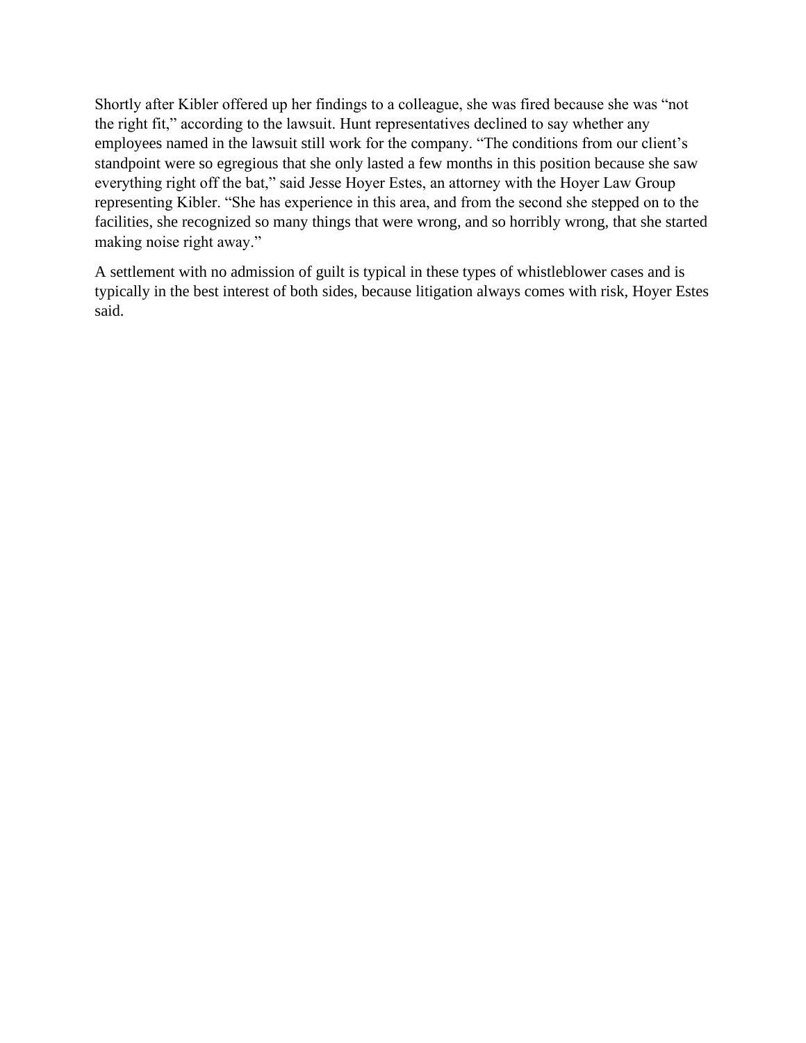Shortly after Kibler offered up her findings to a colleague, she was fired because she was "not the right fit," according to the lawsuit. Hunt representatives declined to say whether any employees named in the lawsuit still work for the company. "The conditions from our client's standpoint were so egregious that she only lasted a few months in this position because she saw everything right off the bat," said Jesse Hoyer Estes, an attorney with the Hoyer Law Group representing Kibler. "She has experience in this area, and from the second she stepped on to the facilities, she recognized so many things that were wrong, and so horribly wrong, that she started making noise right away."

A settlement with no admission of guilt is typical in these types of whistleblower cases and is typically in the best interest of both sides, because litigation always comes with risk, Hoyer Estes said.